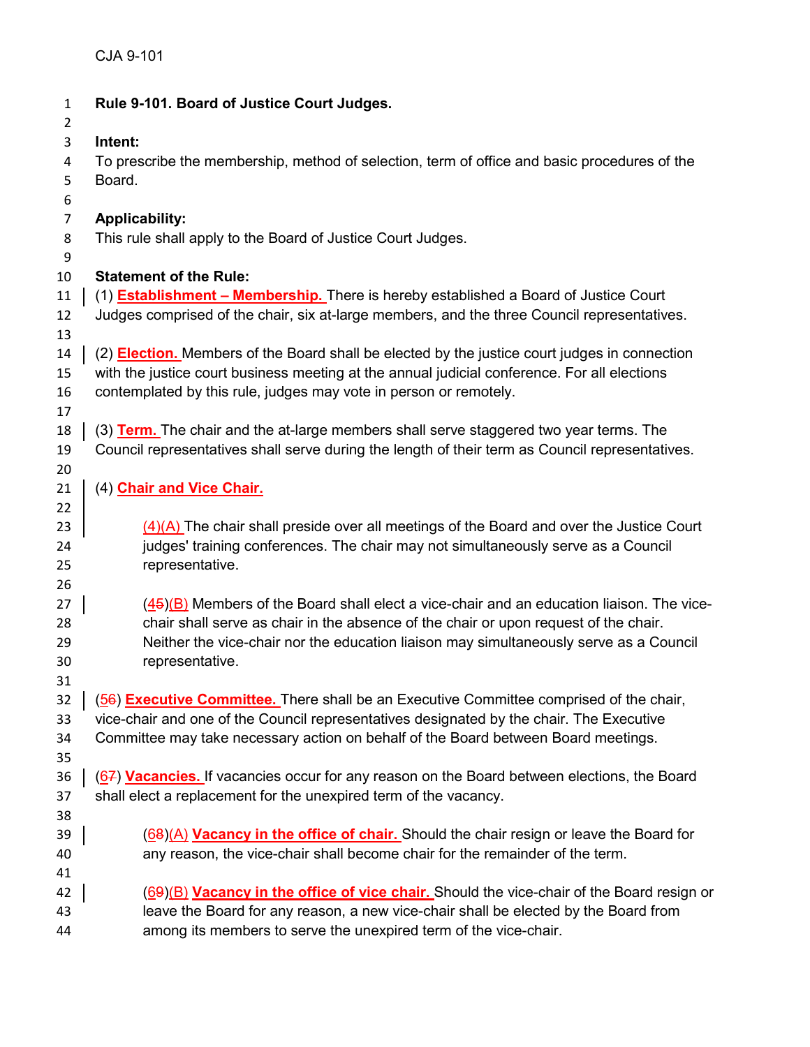**Rule 9-101. Board of Justice Court Judges.**

**Intent:**

To prescribe the membership, method of selection, term of office and basic procedures of the Board.

**Applicability:**

This rule shall apply to the Board of Justice Court Judges.

**Statement of the Rule:**

(1) **Establishment – Membership.** There is hereby established a Board of Justice Court Judges comprised of the chair, six at-large members, and the three Council representatives.

(2) **Election.** Members of the Board shall be elected by the justice court judges in connection with the justice court business meeting at the annual judicial conference. For all elections contemplated by this rule, judges may vote in person or remotely.

(3) **Term.** The chair and the at-large members shall serve staggered two year terms. The Council representatives shall serve during the length of their term as Council representatives.

(4) **Chair and Vice Chair.**

> (4)(A) The chair shall preside over all meetings of the Board and over the Justice Court judges' training conferences. The chair may not simultaneously serve as a Council representative.

> (~~5~~4)(B) Members of the Board shall elect a vice-chair and an education liaison. The vice-chair shall serve as chair in the absence of the chair or upon request of the chair. Neither the vice-chair nor the education liaison may simultaneously serve as a Council representative.

(~~6~~5) **Executive Committee.** There shall be an Executive Committee comprised of the chair, vice-chair and one of the Council representatives designated by the chair. The Executive Committee may take necessary action on behalf of the Board between Board meetings.

(~~7~~6) **Vacancies.** If vacancies occur for any reason on the Board between elections, the Board shall elect a replacement for the unexpired term of the vacancy.

> (~~8~~6)(A) **Vacancy in the office of chair.** Should the chair resign or leave the Board for any reason, the vice-chair shall become chair for the remainder of the term.

> (~~9~~6)(B) **Vacancy in the office of vice chair.** Should the vice-chair of the Board resign or leave the Board for any reason, a new vice-chair shall be elected by the Board from among its members to serve the unexpired term of the vice-chair.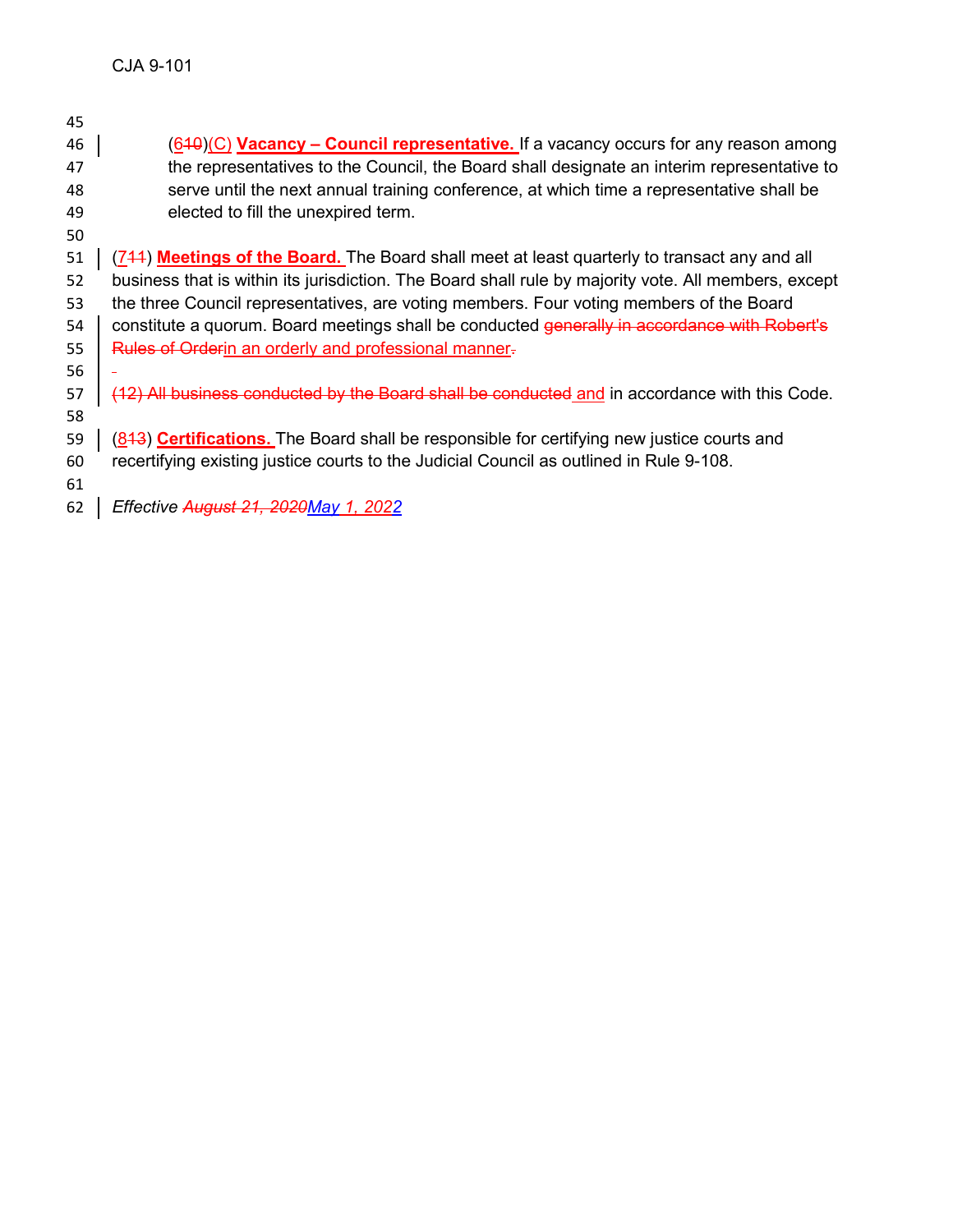(6~~10~~)(C) **Vacancy – Council representative.** If a vacancy occurs for any reason among the representatives to the Council, the Board shall designate an interim representative to serve until the next annual training conference, at which time a representative shall be elected to fill the unexpired term.

(7~~11~~) **Meetings of the Board.** The Board shall meet at least quarterly to transact any and all business that is within its jurisdiction. The Board shall rule by majority vote. All members, except the three Council representatives, are voting members. Four voting members of the Board constitute a quorum. Board meetings shall be conducted ~~generally in accordance with Robert's Rules of Order~~in an orderly and professional manner~~.~~

~~(12) All business conducted by the Board shall be conducted~~ and in accordance with this Code.

(8~~13~~) **Certifications.** The Board shall be responsible for certifying new justice courts and recertifying existing justice courts to the Judicial Council as outlined in Rule 9-108.

*Effective ~~August 21, 2020~~May 1, 2022*